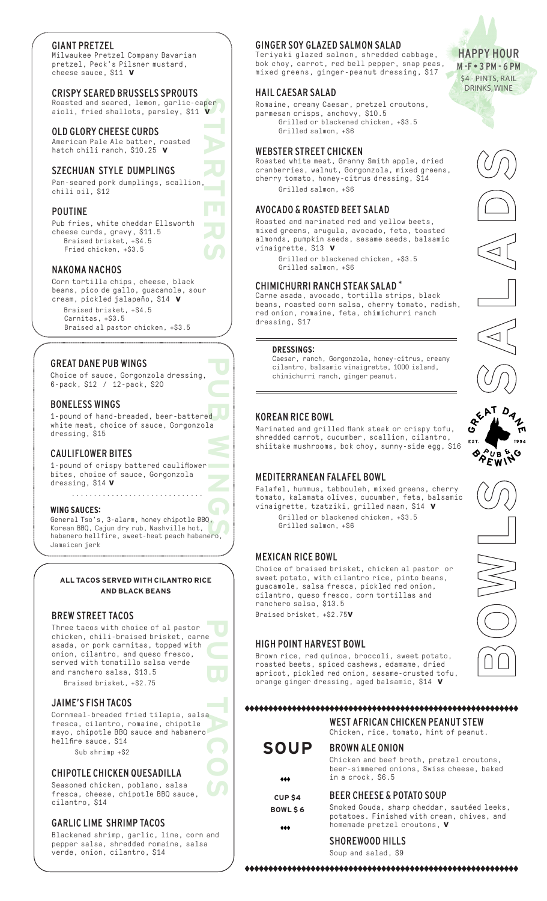# STARTERS

### GIANT PRETZEL

Milwaukee Pretzel Company Bavarian pretzel, Peck's Pilsner mustard, cheese sauce, $11 **V**

### CRISPY SEARED BRUSSELS SPROUTS

Roasted and seared, lemon, garlic-caper aioli, fried shallots, parsley, $11 **V**

### OLD GLORY CHEESE CURDS

American Pale Ale batter, roasted hatch chili ranch, $10.25 **V**

### SZECHUAN STYLE DUMPLINGS

Pan-seared pork dumplings, scallion, chili oil, $12

### POUTINE

Pub fries, white cheddar Ellsworth cheese curds, gravy, $11.5
- Braised brisket, +$4.5
- Fried chicken, +$3.5

### NAKOMA NACHOS

Corn tortilla chips, cheese, black beans, pico de gallo, guacamole, sour cream, pickled jalapeño, $14 **V**
- Braised brisket, +$4.5
- Carnitas, +$3.5
- Braised al pastor chicken, +$3.5

# PUB WINGS

### GREAT DANE PUB WINGS

Choice of sauce, Gorgonzola dressing, 6-pack, $12 / 12-pack, $20

### BONELESS WINGS

1-pound of hand-breaded, beer-battered white meat, choice of sauce, Gorgonzola dressing, $15

### CAULIFLOWER BITES

1-pound of crispy battered cauliflower bites, choice of sauce, Gorgonzola dressing, $14 **V**

**WING SAUCES:**

General Tso's, 3-alarm, honey chipotle BBQ, Korean BBQ, Cajun dry rub, Nashville hot, habanero hellfire, sweet-heat peach habanero, Jamaican jerk

# PUB TACOS

**ALL TACOS SERVED WITH CILANTRO RICE AND BLACK BEANS**

### BREW STREET TACOS

Three tacos with choice of al pastor chicken, chili-braised brisket, carne asada, or pork carnitas, topped with onion, cilantro, and queso fresco, served with tomatillo salsa verde and ranchero salsa, $13.5
- Braised brisket, +$2.75

### JAIME'S FISH TACOS

Cornmeal-breaded fried tilapia, salsa fresca, cilantro, romaine, chipotle mayo, chipotle BBQ sauce and habanero hellfire sauce, $14
- Sub shrimp +$2

### CHIPOTLE CHICKEN QUESADILLA

Seasoned chicken, poblano, salsa fresca, cheese, chipotle BBQ sauce, cilantro, $14

### GARLIC LIME SHRIMP TACOS

Blackened shrimp, garlic, lime, corn and pepper salsa, shredded romaine, salsa verde, onion, cilantro, $14

# SALADS

**HAPPY HOUR**
**M-F • 3 PM - 6 PM**
$4 - PINTS, RAIL DRINKS, WINE

### GINGER SOY GLAZED SALMON SALAD

Teriyaki glazed salmon, shredded cabbage, bok choy, carrot, red bell pepper, snap peas, mixed greens, ginger-peanut dressing, $17

### HAIL CAESAR SALAD

Romaine, creamy Caesar, pretzel croutons, parmesan crisps, anchovy, $10.5
- Grilled or blackened chicken, +$3.5
- Grilled salmon, +$6

### WEBSTER STREET CHICKEN

Roasted white meat, Granny Smith apple, dried cranberries, walnut, Gorgonzola, mixed greens, cherry tomato, honey-citrus dressing, $14
- Grilled salmon, +$6

### AVOCADO & ROASTED BEET SALAD

Roasted and marinated red and yellow beets, mixed greens, arugula, avocado, feta, toasted almonds, pumpkin seeds, sesame seeds, balsamic vinaigrette, $13 **V**
- Grilled or blackened chicken, +$3.5
- Grilled salmon, +$6

### CHIMICHURRI RANCH STEAK SALAD *

Carne asada, avocado, tortilla strips, black beans, roasted corn salsa, cherry tomato, radish, red onion, romaine, feta, chimichurri ranch dressing, $17

**DRESSINGS:**

Caesar, ranch, Gorgonzola, honey-citrus, creamy cilantro, balsamic vinaigrette, 1000 island, chimichurri ranch, ginger peanut.

# BOWLS

### KOREAN RICE BOWL

Marinated and grilled flank steak or crispy tofu, shredded carrot, cucumber, scallion, cilantro, shiitake mushrooms, bok choy, sunny-side egg, $16

### MEDITERRANEAN FALAFEL BOWL

Falafel, hummus, tabbouleh, mixed greens, cherry tomato, kalamata olives, cucumber, feta, balsamic vinaigrette, tzatziki, grilled naan, $14 **V**
- Grilled or blackened chicken, +$3.5
- Grilled salmon, +$6

### MEXICAN RICE BOWL

Choice of braised brisket, chicken al pastor or sweet potato, with cilantro rice, pinto beans, guacamole, salsa fresca, pickled red onion, cilantro, queso fresco, corn tortillas and ranchero salsa, $13.5
- Braised brisket, +$2.75 **V**

### HIGH POINT HARVEST BOWL

Brown rice, red quinoa, broccoli, sweet potato, roasted beets, spiced cashews, edamame, dried apricot, pickled red onion, sesame-crusted tofu, orange ginger dressing, aged balsamic, $14 **V**

# SOUP

**CUP $4**
**BOWL $6**

### WEST AFRICAN CHICKEN PEANUT STEW

Chicken, rice, tomato, hint of peanut.

### BROWN ALE ONION

Chicken and beef broth, pretzel croutons, beer-simmered onions, Swiss cheese, baked in a crock, $6.5

### BEER CHEESE & POTATO SOUP

Smoked Gouda, sharp cheddar, sautéed leeks, potatoes. Finished with cream, chives, and homemade pretzel croutons, **V**

### SHOREWOOD HILLS

Soup and salad, $9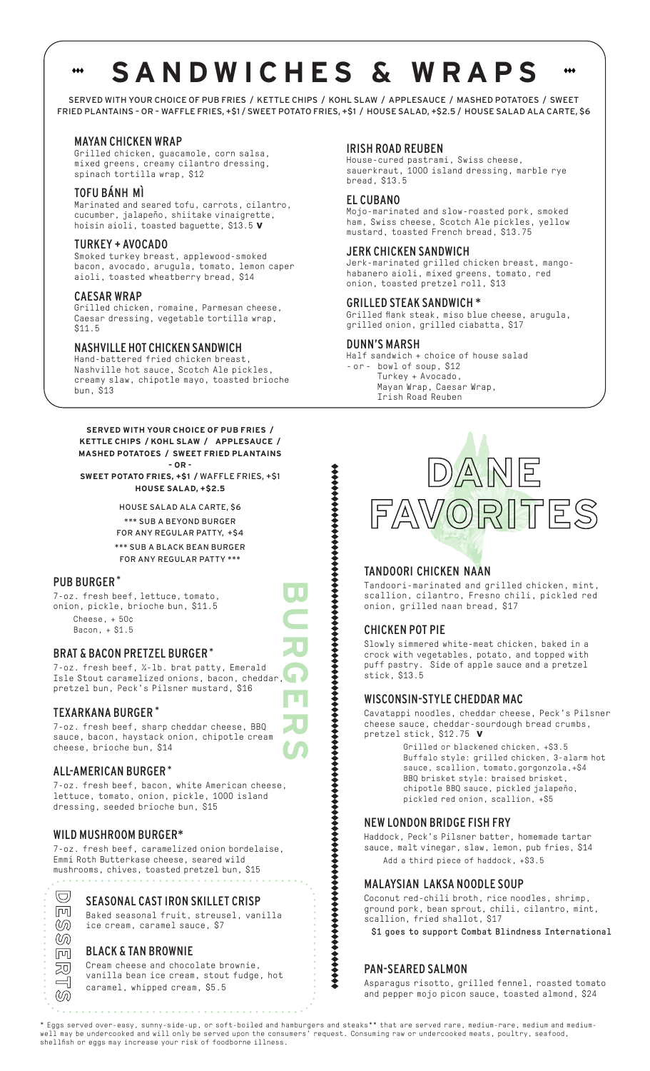# SANDWICHES & WRAPS

SERVED WITH YOUR CHOICE OF PUB FRIES / KETTLE CHIPS / KOHL SLAW / APPLESAUCE / MASHED POTATOES / SWEET FRIED PLANTAINS – OR – WAFFLE FRIES, +$1 / SWEET POTATO FRIES, +$1 / HOUSE SALAD, +$2.5 / HOUSE SALAD ALA CARTE, $6

### MAYAN CHICKEN WRAP
Grilled chicken, guacamole, corn salsa, mixed greens, creamy cilantro dressing, spinach tortilla wrap, $12

### TOFU BÁNH MÌ
Marinated and seared tofu, carrots, cilantro, cucumber, jalapeño, shiitake vinaigrette, hoisin aioli, toasted baguette, $13.5 **V**

### TURKEY + AVOCADO
Smoked turkey breast, applewood-smoked bacon, avocado, arugula, tomato, lemon caper aioli, toasted wheatberry bread, $14

### CAESAR WRAP
Grilled chicken, romaine, Parmesan cheese, Caesar dressing, vegetable tortilla wrap, $11.5

### NASHVILLE HOT CHICKEN SANDWICH
Hand-battered fried chicken breast, Nashville hot sauce, Scotch Ale pickles, creamy slaw, chipotle mayo, toasted brioche bun, $13

### IRISH ROAD REUBEN
House-cured pastrami, Swiss cheese, sauerkraut, 1000 island dressing, marble rye bread, $13.5

### EL CUBANO
Mojo-marinated and slow-roasted pork, smoked ham, Swiss cheese, Scotch Ale pickles, yellow mustard, toasted French bread, $13.75

### JERK CHICKEN SANDWICH
Jerk-marinated grilled chicken breast, mango-habanero aioli, mixed greens, tomato, red onion, toasted pretzel roll, $13

### GRILLED STEAK SANDWICH *
Grilled flank steak, miso blue cheese, arugula, grilled onion, grilled ciabatta, $17

### DUNN'S MARSH
Half sandwich + choice of house salad - or - bowl of soup, $12
Turkey + Avocado, Mayan Wrap, Caesar Wrap, Irish Road Reuben

# BURGERS

**SERVED WITH YOUR CHOICE OF PUB FRIES / KETTLE CHIPS / KOHL SLAW / APPLESAUCE / MASHED POTATOES / SWEET FRIED PLANTAINS**
**- OR -**
**SWEET POTATO FRIES, +$1 / WAFFLE FRIES, +$1**
**HOUSE SALAD, +$2.5**

HOUSE SALAD ALA CARTE, $6
*** SUB A BEYOND BURGER FOR ANY REGULAR PATTY, +$4
*** SUB A BLACK BEAN BURGER FOR ANY REGULAR PATTY ***

### PUB BURGER *
7-oz. fresh beef, lettuce, tomato, onion, pickle, brioche bun, $11.5
Cheese, + 50c
Bacon, + $1.5

### BRAT & BACON PRETZEL BURGER *
7-oz. fresh beef, ¼-lb. brat patty, Emerald Isle Stout caramelized onions, bacon, cheddar, pretzel bun, Peck's Pilsner mustard, $16

### TEXARKANA BURGER *
7-oz. fresh beef, sharp cheddar cheese, BBQ sauce, bacon, haystack onion, chipotle cream cheese, brioche bun, $14

### ALL-AMERICAN BURGER *
7-oz. fresh beef, bacon, white American cheese, lettuce, tomato, onion, pickle, 1000 island dressing, seeded brioche bun, $15

### WILD MUSHROOM BURGER*
7-oz. fresh beef, caramelized onion bordelaise, Emmi Roth Butterkase cheese, seared wild mushrooms, chives, toasted pretzel bun, $15

# DESSERTS

### SEASONAL CAST IRON SKILLET CRISP
Baked seasonal fruit, streusel, vanilla ice cream, caramel sauce, $7

### BLACK & TAN BROWNIE
Cream cheese and chocolate brownie, vanilla bean ice cream, stout fudge, hot caramel, whipped cream, $5.5

# DANE FAVORITES

### TANDOORI CHICKEN NAAN
Tandoori-marinated and grilled chicken, mint, scallion, cilantro, Fresno chili, pickled red onion, grilled naan bread, $17

### CHICKEN POT PIE
Slowly simmered white-meat chicken, baked in a crock with vegetables, potato, and topped with puff pastry. Side of apple sauce and a pretzel stick, $13.5

### WISCONSIN-STYLE CHEDDAR MAC
Cavatappi noodles, cheddar cheese, Peck's Pilsner cheese sauce, cheddar-sourdough bread crumbs, pretzel stick, $12.75 **V**

Grilled or blackened chicken, +$3.5
Buffalo style: grilled chicken, 3-alarm hot sauce, scallion, tomato, gorgonzola, +$4
BBQ brisket style: braised brisket, chipotle BBQ sauce, pickled jalapeño, pickled red onion, scallion, +$5

### NEW LONDON BRIDGE FISH FRY
Haddock, Peck's Pilsner batter, homemade tartar sauce, malt vinegar, slaw, lemon, pub fries, $14
Add a third piece of haddock, +$3.5

### MALAYSIAN LAKSA NOODLE SOUP
Coconut red-chili broth, rice noodles, shrimp, ground pork, bean sprout, chili, cilantro, mint, scallion, fried shallot, $17
**$1 goes to support Combat Blindness International**

### PAN-SEARED SALMON
Asparagus risotto, grilled fennel, roasted tomato and pepper mojo picon sauce, toasted almond, $24

\* Eggs served over-easy, sunny-side-up, or soft-boiled and hamburgers and steaks** that are served rare, medium-rare, medium and medium-well may be undercooked and will only be served upon the consumers' request. Consuming raw or undercooked meats, poultry, seafood, shellfish or eggs may increase your risk of foodborne illness.